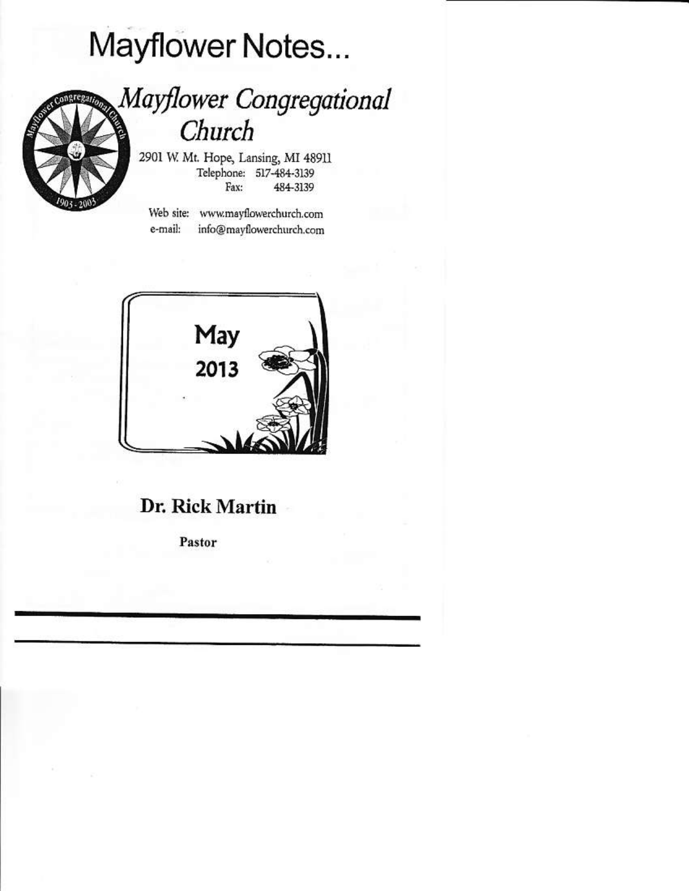# Mayflower Notes...

## *Mayflower Congregational Church*

2901 W. Mt. Hope, Lansing, MI 48911

Telephone: 517-484-3139

Fax: 484-3139

Web site: www.mayflowerchurch.com

e-mail: info@mayflowerchurch.com

**May 2013**

**Dr. Rick Martin**

**Pastor**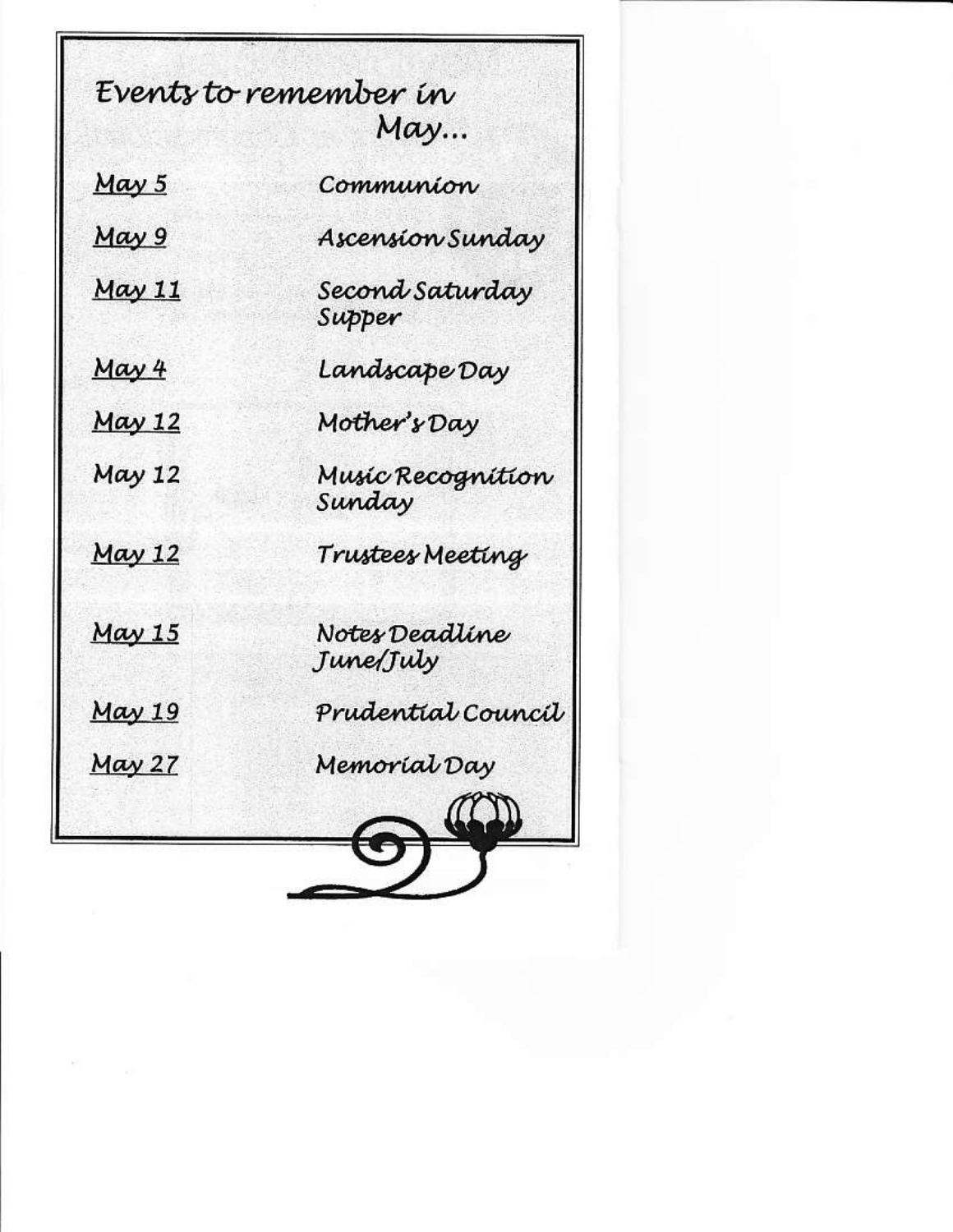# Events to remember in May...

| | |
|---|---|
| May 5 | Communion |
| May 9 | Ascension Sunday |
| May 11 | Second Saturday Supper |
| May 4 | Landscape Day |
| May 12 | Mother's Day |
| May 12 | Music Recognition Sunday |
| May 12 | Trustees Meeting |
| May 15 | Notes Deadline June/July |
| May 19 | Prudential Council |
| May 27 | Memorial Day |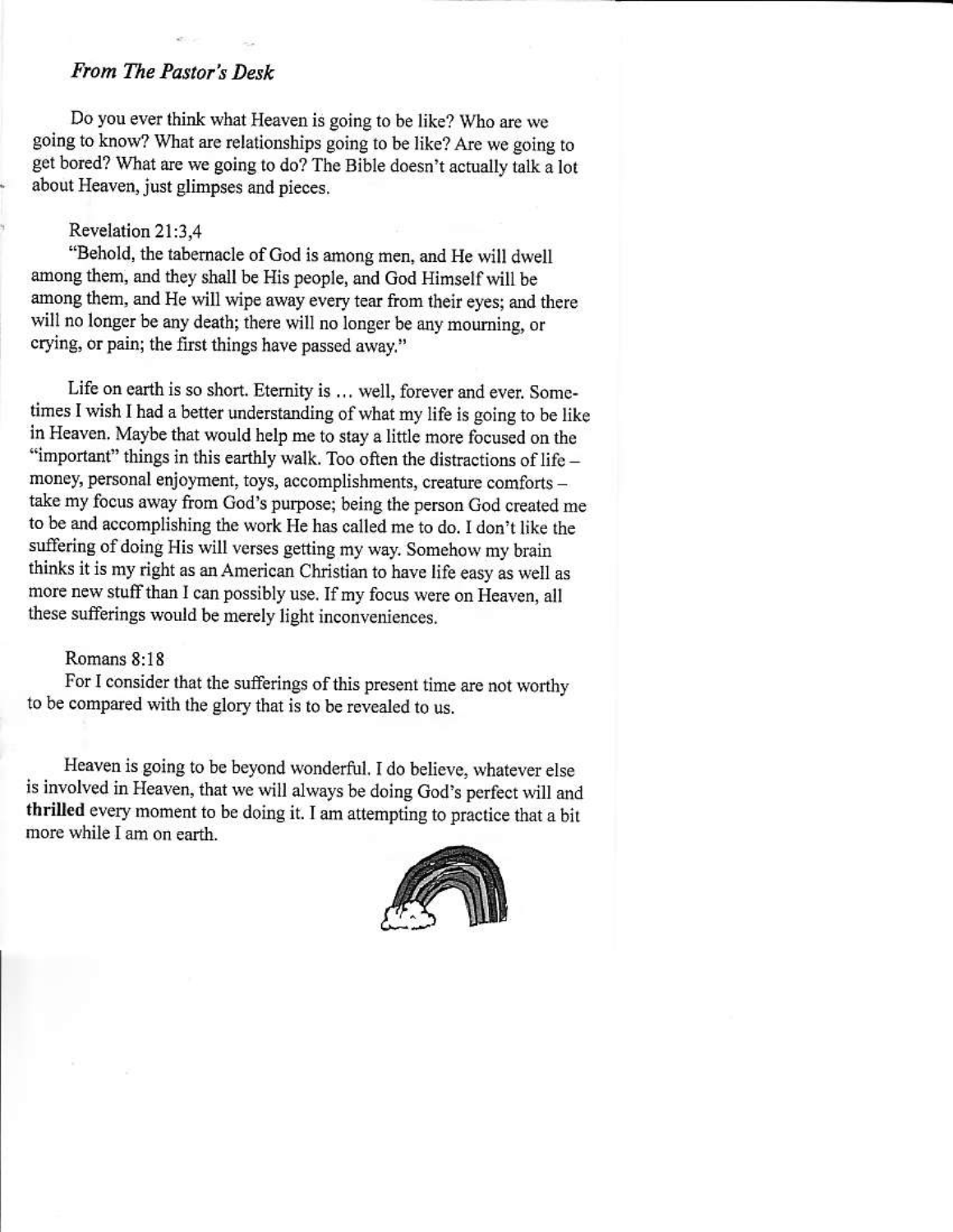### *From The Pastor's Desk*

Do you ever think what Heaven is going to be like? Who are we going to know? What are relationships going to be like? Are we going to get bored? What are we going to do? The Bible doesn't actually talk a lot about Heaven, just glimpses and pieces.

Revelation 21:3,4

"Behold, the tabernacle of God is among men, and He will dwell among them, and they shall be His people, and God Himself will be among them, and He will wipe away every tear from their eyes; and there will no longer be any death; there will no longer be any mourning, or crying, or pain; the first things have passed away."

Life on earth is so short. Eternity is … well, forever and ever. Sometimes I wish I had a better understanding of what my life is going to be like in Heaven. Maybe that would help me to stay a little more focused on the "important" things in this earthly walk. Too often the distractions of life – money, personal enjoyment, toys, accomplishments, creature comforts – take my focus away from God's purpose; being the person God created me to be and accomplishing the work He has called me to do. I don't like the suffering of doing His will verses getting my way. Somehow my brain thinks it is my right as an American Christian to have life easy as well as more new stuff than I can possibly use. If my focus were on Heaven, all these sufferings would be merely light inconveniences.

Romans 8:18

For I consider that the sufferings of this present time are not worthy to be compared with the glory that is to be revealed to us.

Heaven is going to be beyond wonderful. I do believe, whatever else is involved in Heaven, that we will always be doing God's perfect will and **thrilled** every moment to be doing it. I am attempting to practice that a bit more while I am on earth.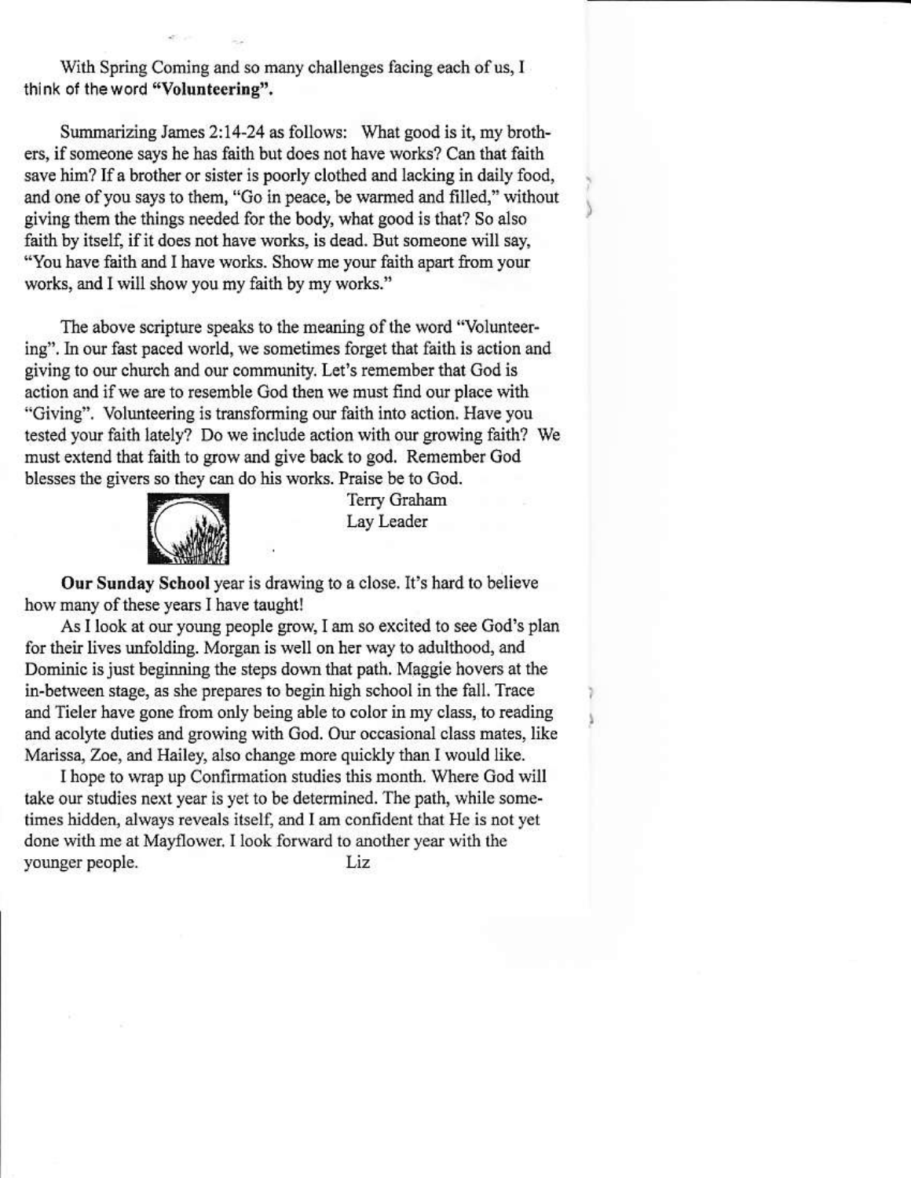With Spring Coming and so many challenges facing each of us, I think of the word **"Volunteering"**.

Summarizing James 2:14-24 as follows: What good is it, my brothers, if someone says he has faith but does not have works? Can that faith save him? If a brother or sister is poorly clothed and lacking in daily food, and one of you says to them, "Go in peace, be warmed and filled," without giving them the things needed for the body, what good is that? So also faith by itself, if it does not have works, is dead. But someone will say, "You have faith and I have works. Show me your faith apart from your works, and I will show you my faith by my works."

The above scripture speaks to the meaning of the word "Volunteering". In our fast paced world, we sometimes forget that faith is action and giving to our church and our community. Let's remember that God is action and if we are to resemble God then we must find our place with "Giving". Volunteering is transforming our faith into action. Have you tested your faith lately? Do we include action with our growing faith? We must extend that faith to grow and give back to god. Remember God blesses the givers so they can do his works. Praise be to God.

Terry Graham
Lay Leader

**Our Sunday School** year is drawing to a close. It's hard to believe how many of these years I have taught!

As I look at our young people grow, I am so excited to see God's plan for their lives unfolding. Morgan is well on her way to adulthood, and Dominic is just beginning the steps down that path. Maggie hovers at the in-between stage, as she prepares to begin high school in the fall. Trace and Tieler have gone from only being able to color in my class, to reading and acolyte duties and growing with God. Our occasional class mates, like Marissa, Zoe, and Hailey, also change more quickly than I would like.

I hope to wrap up Confirmation studies this month. Where God will take our studies next year is yet to be determined. The path, while sometimes hidden, always reveals itself, and I am confident that He is not yet done with me at Mayflower. I look forward to another year with the younger people.

Liz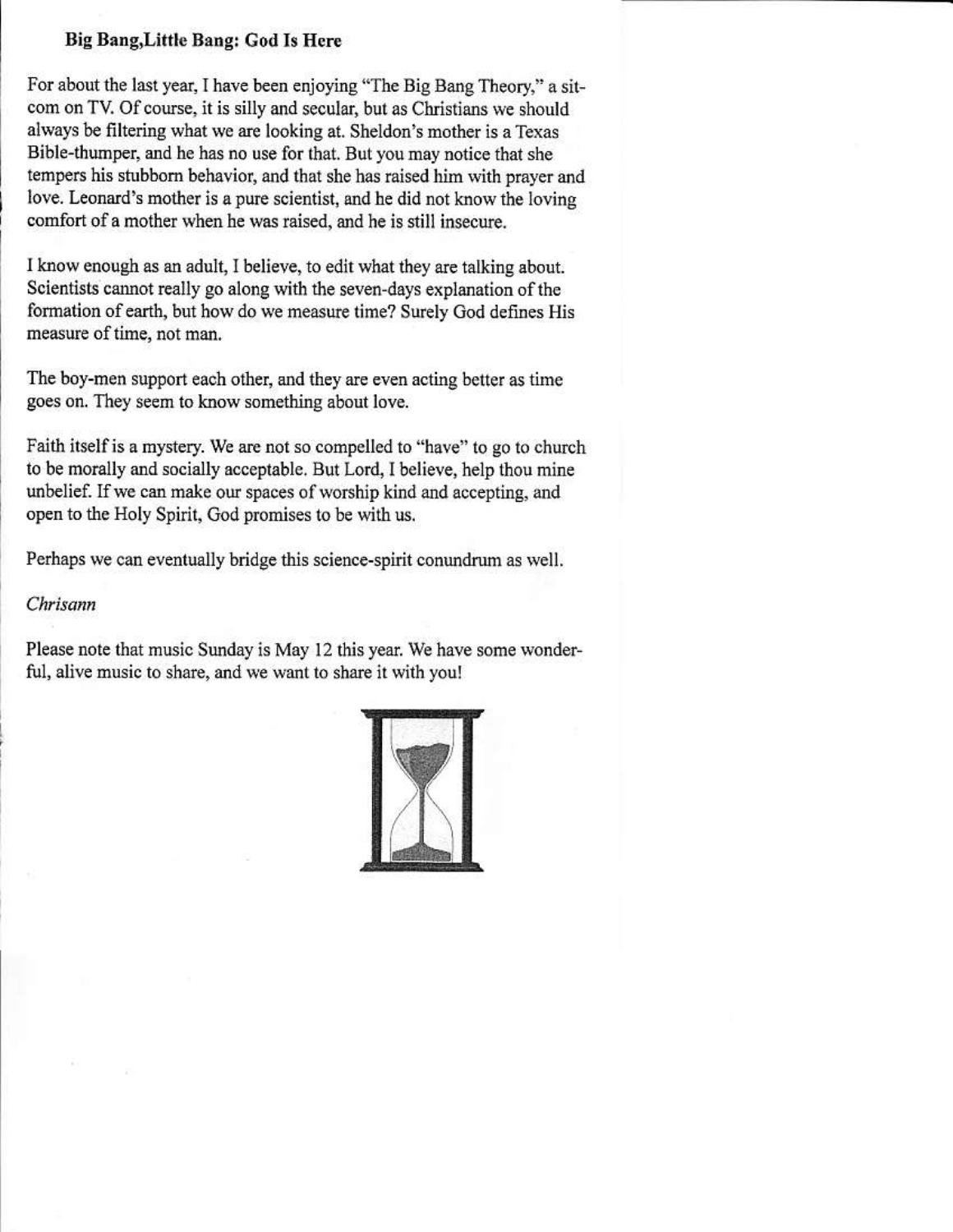## Big Bang,Little Bang: God Is Here

For about the last year, I have been enjoying "The Big Bang Theory," a sit-com on TV. Of course, it is silly and secular, but as Christians we should always be filtering what we are looking at. Sheldon's mother is a Texas Bible-thumper, and he has no use for that. But you may notice that she tempers his stubborn behavior, and that she has raised him with prayer and love. Leonard's mother is a pure scientist, and he did not know the loving comfort of a mother when he was raised, and he is still insecure.

I know enough as an adult, I believe, to edit what they are talking about. Scientists cannot really go along with the seven-days explanation of the formation of earth, but how do we measure time? Surely God defines His measure of time, not man.

The boy-men support each other, and they are even acting better as time goes on. They seem to know something about love.

Faith itself is a mystery. We are not so compelled to "have" to go to church to be morally and socially acceptable. But Lord, I believe, help thou mine unbelief. If we can make our spaces of worship kind and accepting, and open to the Holy Spirit, God promises to be with us.

Perhaps we can eventually bridge this science-spirit conundrum as well.

*Chrisann*

Please note that music Sunday is May 12 this year. We have some wonderful, alive music to share, and we want to share it with you!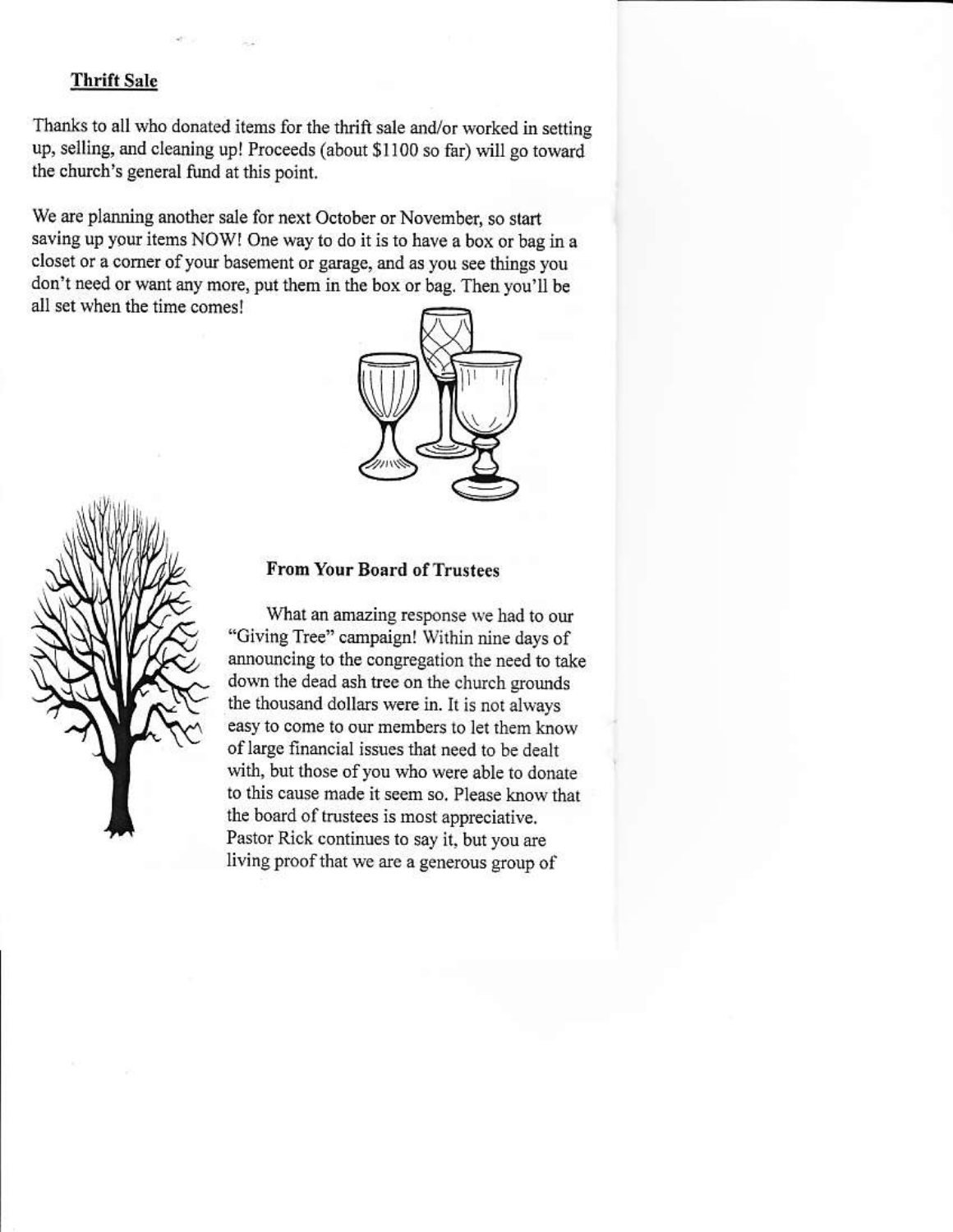## Thrift Sale

Thanks to all who donated items for the thrift sale and/or worked in setting up, selling, and cleaning up! Proceeds (about $1100 so far) will go toward the church's general fund at this point.

We are planning another sale for next October or November, so start saving up your items NOW! One way to do it is to have a box or bag in a closet or a corner of your basement or garage, and as you see things you don't need or want any more, put them in the box or bag. Then you'll be all set when the time comes!

## From Your Board of Trustees

What an amazing response we had to our "Giving Tree" campaign! Within nine days of announcing to the congregation the need to take down the dead ash tree on the church grounds the thousand dollars were in. It is not always easy to come to our members to let them know of large financial issues that need to be dealt with, but those of you who were able to donate to this cause made it seem so. Please know that the board of trustees is most appreciative. Pastor Rick continues to say it, but you are living proof that we are a generous group of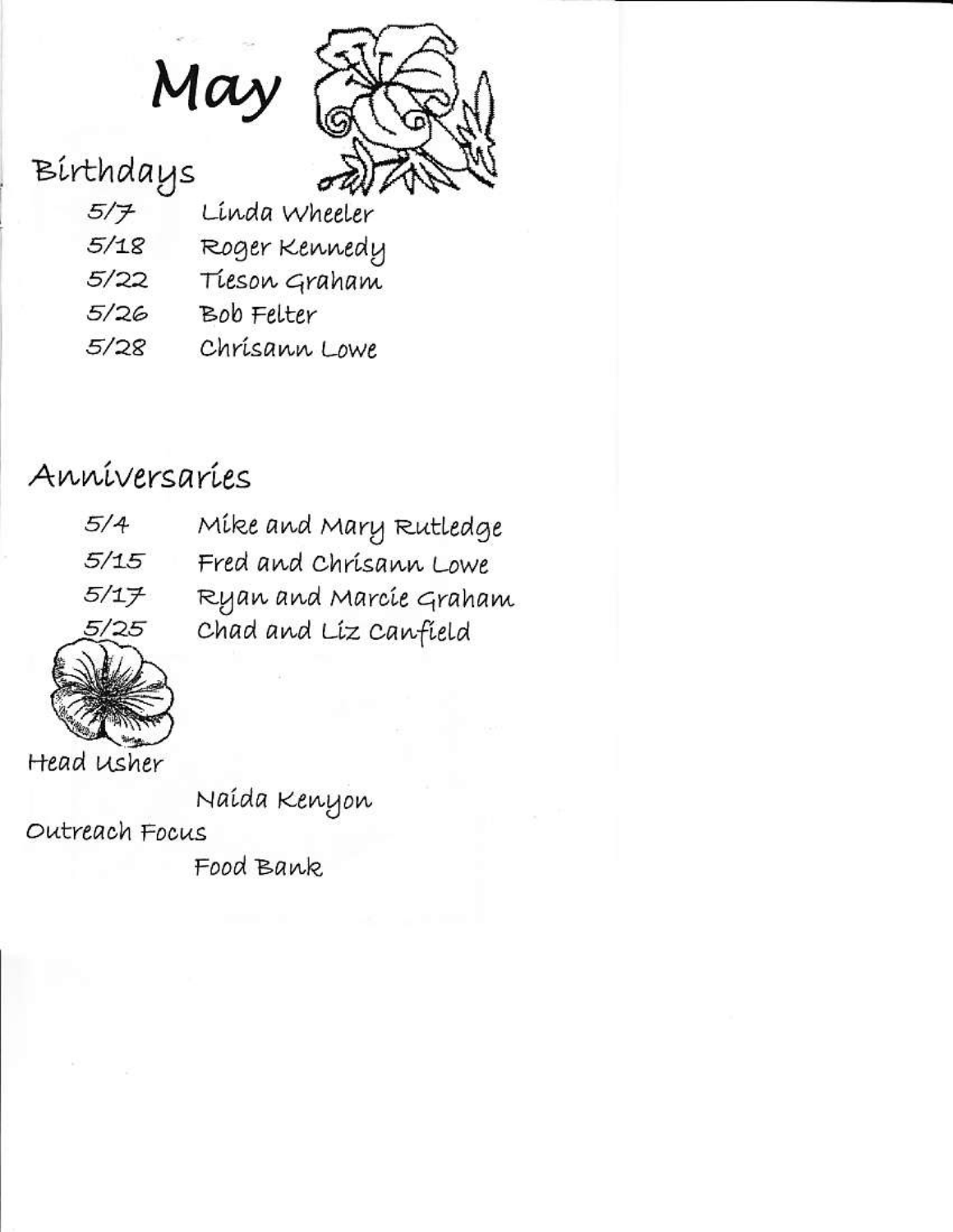# May

## Birthdays

| | |
|---|---|
| 5/7 | Linda Wheeler |
| 5/18 | Roger Kennedy |
| 5/22 | Tieson Graham |
| 5/26 | Bob Felter |
| 5/28 | Chrisann Lowe |

## Anniversaries

| | |
|---|---|
| 5/4 | Mike and Mary Rutledge |
| 5/15 | Fred and Chrisann Lowe |
| 5/17 | Ryan and Marcie Graham |
| 5/25 | Chad and Liz Canfield |

Head Usher

Naida Kenyon

Outreach Focus

Food Bank